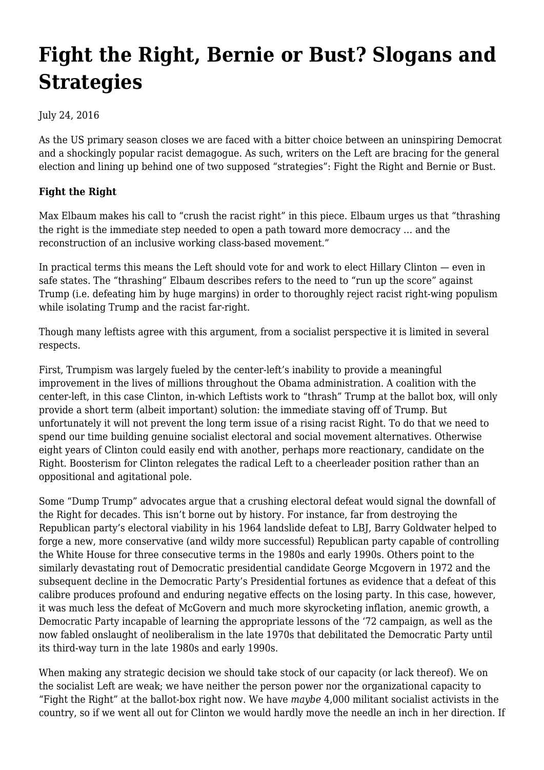# Fight the Right, Bernie or Bust? Slogans and Strategies

July 24, 2016

As the US primary season closes we are faced with a bitter choice between an uninspiring Democrat and a shockingly popular racist demagogue. As such, writers on the Left are bracing for the general election and lining up behind one of two supposed "strategies": Fight the Right and Bernie or Bust.

**Fight the Right**

Max Elbaum makes his call to "crush the racist right" in this piece. Elbaum urges us that "thrashing the right is the immediate step needed to open a path toward more democracy … and the reconstruction of an inclusive working class-based movement."

In practical terms this means the Left should vote for and work to elect Hillary Clinton — even in safe states. The "thrashing" Elbaum describes refers to the need to "run up the score" against Trump (i.e. defeating him by huge margins) in order to thoroughly reject racist right-wing populism while isolating Trump and the racist far-right.

Though many leftists agree with this argument, from a socialist perspective it is limited in several respects.

First, Trumpism was largely fueled by the center-left's inability to provide a meaningful improvement in the lives of millions throughout the Obama administration. A coalition with the center-left, in this case Clinton, in-which Leftists work to "thrash" Trump at the ballot box, will only provide a short term (albeit important) solution: the immediate staving off of Trump. But unfortunately it will not prevent the long term issue of a rising racist Right. To do that we need to spend our time building genuine socialist electoral and social movement alternatives. Otherwise eight years of Clinton could easily end with another, perhaps more reactionary, candidate on the Right. Boosterism for Clinton relegates the radical Left to a cheerleader position rather than an oppositional and agitational pole.

Some "Dump Trump" advocates argue that a crushing electoral defeat would signal the downfall of the Right for decades. This isn't borne out by history. For instance, far from destroying the Republican party's electoral viability in his 1964 landslide defeat to LBJ, Barry Goldwater helped to forge a new, more conservative (and wildy more successful) Republican party capable of controlling the White House for three consecutive terms in the 1980s and early 1990s. Others point to the similarly devastating rout of Democratic presidential candidate George Mcgovern in 1972 and the subsequent decline in the Democratic Party's Presidential fortunes as evidence that a defeat of this calibre produces profound and enduring negative effects on the losing party. In this case, however, it was much less the defeat of McGovern and much more skyrocketing inflation, anemic growth, a Democratic Party incapable of learning the appropriate lessons of the '72 campaign, as well as the now fabled onslaught of neoliberalism in the late 1970s that debilitated the Democratic Party until its third-way turn in the late 1980s and early 1990s.

When making any strategic decision we should take stock of our capacity (or lack thereof). We on the socialist Left are weak; we have neither the person power nor the organizational capacity to "Fight the Right" at the ballot-box right now. We have *maybe* 4,000 militant socialist activists in the country, so if we went all out for Clinton we would hardly move the needle an inch in her direction. If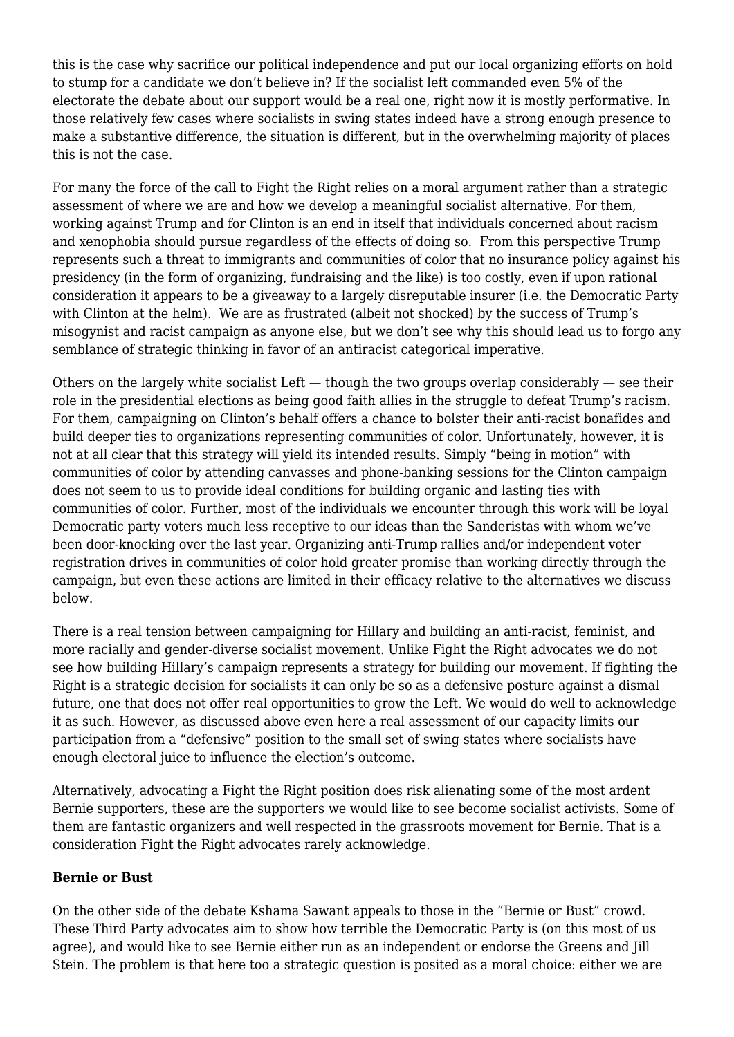this is the case why sacrifice our political independence and put our local organizing efforts on hold to stump for a candidate we don't believe in? If the socialist left commanded even 5% of the electorate the debate about our support would be a real one, right now it is mostly performative. In those relatively few cases where socialists in swing states indeed have a strong enough presence to make a substantive difference, the situation is different, but in the overwhelming majority of places this is not the case.

For many the force of the call to Fight the Right relies on a moral argument rather than a strategic assessment of where we are and how we develop a meaningful socialist alternative. For them, working against Trump and for Clinton is an end in itself that individuals concerned about racism and xenophobia should pursue regardless of the effects of doing so. From this perspective Trump represents such a threat to immigrants and communities of color that no insurance policy against his presidency (in the form of organizing, fundraising and the like) is too costly, even if upon rational consideration it appears to be a giveaway to a largely disreputable insurer (i.e. the Democratic Party with Clinton at the helm). We are as frustrated (albeit not shocked) by the success of Trump's misogynist and racist campaign as anyone else, but we don't see why this should lead us to forgo any semblance of strategic thinking in favor of an antiracist categorical imperative.

Others on the largely white socialist Left — though the two groups overlap considerably — see their role in the presidential elections as being good faith allies in the struggle to defeat Trump's racism. For them, campaigning on Clinton's behalf offers a chance to bolster their anti-racist bonafides and build deeper ties to organizations representing communities of color. Unfortunately, however, it is not at all clear that this strategy will yield its intended results. Simply "being in motion" with communities of color by attending canvasses and phone-banking sessions for the Clinton campaign does not seem to us to provide ideal conditions for building organic and lasting ties with communities of color. Further, most of the individuals we encounter through this work will be loyal Democratic party voters much less receptive to our ideas than the Sanderistas with whom we've been door-knocking over the last year. Organizing anti-Trump rallies and/or independent voter registration drives in communities of color hold greater promise than working directly through the campaign, but even these actions are limited in their efficacy relative to the alternatives we discuss below.

There is a real tension between campaigning for Hillary and building an anti-racist, feminist, and more racially and gender-diverse socialist movement. Unlike Fight the Right advocates we do not see how building Hillary's campaign represents a strategy for building our movement. If fighting the Right is a strategic decision for socialists it can only be so as a defensive posture against a dismal future, one that does not offer real opportunities to grow the Left. We would do well to acknowledge it as such. However, as discussed above even here a real assessment of our capacity limits our participation from a "defensive" position to the small set of swing states where socialists have enough electoral juice to influence the election's outcome.

Alternatively, advocating a Fight the Right position does risk alienating some of the most ardent Bernie supporters, these are the supporters we would like to see become socialist activists. Some of them are fantastic organizers and well respected in the grassroots movement for Bernie. That is a consideration Fight the Right advocates rarely acknowledge.

**Bernie or Bust**

On the other side of the debate Kshama Sawant appeals to those in the "Bernie or Bust" crowd. These Third Party advocates aim to show how terrible the Democratic Party is (on this most of us agree), and would like to see Bernie either run as an independent or endorse the Greens and Jill Stein. The problem is that here too a strategic question is posited as a moral choice: either we are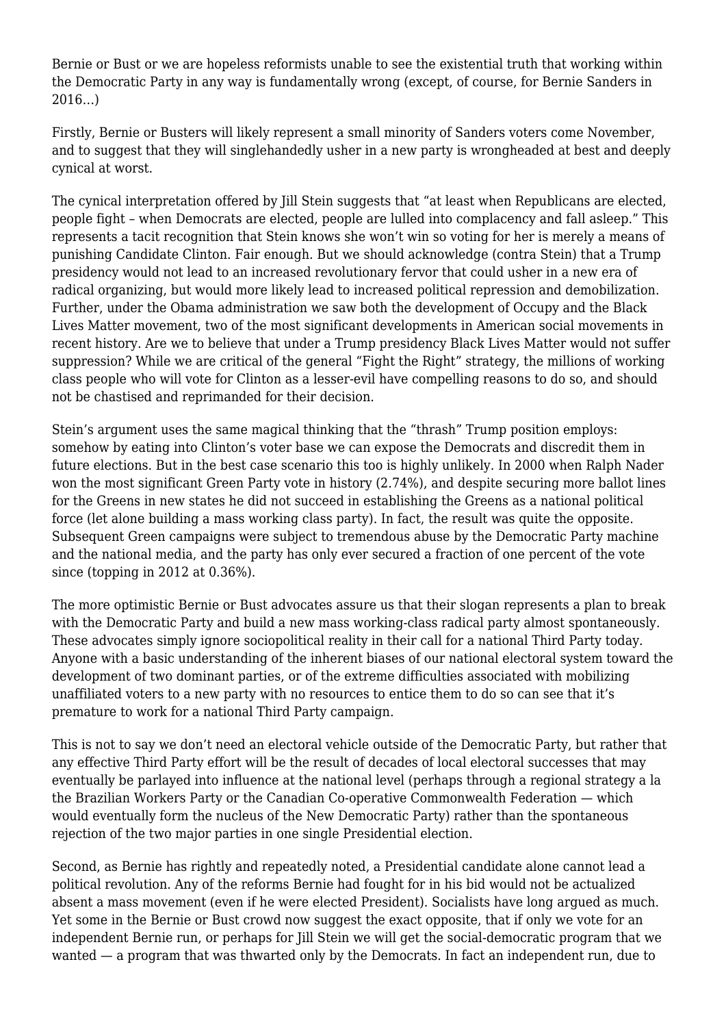Bernie or Bust or we are hopeless reformists unable to see the existential truth that working within the Democratic Party in any way is fundamentally wrong (except, of course, for Bernie Sanders in 2016…)

Firstly, Bernie or Busters will likely represent a small minority of Sanders voters come November, and to suggest that they will singlehandedly usher in a new party is wrongheaded at best and deeply cynical at worst.

The cynical interpretation offered by Jill Stein suggests that "at least when Republicans are elected, people fight – when Democrats are elected, people are lulled into complacency and fall asleep." This represents a tacit recognition that Stein knows she won't win so voting for her is merely a means of punishing Candidate Clinton. Fair enough. But we should acknowledge (contra Stein) that a Trump presidency would not lead to an increased revolutionary fervor that could usher in a new era of radical organizing, but would more likely lead to increased political repression and demobilization. Further, under the Obama administration we saw both the development of Occupy and the Black Lives Matter movement, two of the most significant developments in American social movements in recent history. Are we to believe that under a Trump presidency Black Lives Matter would not suffer suppression? While we are critical of the general "Fight the Right" strategy, the millions of working class people who will vote for Clinton as a lesser-evil have compelling reasons to do so, and should not be chastised and reprimanded for their decision.

Stein's argument uses the same magical thinking that the "thrash" Trump position employs: somehow by eating into Clinton's voter base we can expose the Democrats and discredit them in future elections. But in the best case scenario this too is highly unlikely. In 2000 when Ralph Nader won the most significant Green Party vote in history (2.74%), and despite securing more ballot lines for the Greens in new states he did not succeed in establishing the Greens as a national political force (let alone building a mass working class party). In fact, the result was quite the opposite. Subsequent Green campaigns were subject to tremendous abuse by the Democratic Party machine and the national media, and the party has only ever secured a fraction of one percent of the vote since (topping in 2012 at 0.36%).

The more optimistic Bernie or Bust advocates assure us that their slogan represents a plan to break with the Democratic Party and build a new mass working-class radical party almost spontaneously. These advocates simply ignore sociopolitical reality in their call for a national Third Party today. Anyone with a basic understanding of the inherent biases of our national electoral system toward the development of two dominant parties, or of the extreme difficulties associated with mobilizing unaffiliated voters to a new party with no resources to entice them to do so can see that it's premature to work for a national Third Party campaign.

This is not to say we don't need an electoral vehicle outside of the Democratic Party, but rather that any effective Third Party effort will be the result of decades of local electoral successes that may eventually be parlayed into influence at the national level (perhaps through a regional strategy a la the Brazilian Workers Party or the Canadian Co-operative Commonwealth Federation — which would eventually form the nucleus of the New Democratic Party) rather than the spontaneous rejection of the two major parties in one single Presidential election.

Second, as Bernie has rightly and repeatedly noted, a Presidential candidate alone cannot lead a political revolution. Any of the reforms Bernie had fought for in his bid would not be actualized absent a mass movement (even if he were elected President). Socialists have long argued as much. Yet some in the Bernie or Bust crowd now suggest the exact opposite, that if only we vote for an independent Bernie run, or perhaps for Jill Stein we will get the social-democratic program that we wanted — a program that was thwarted only by the Democrats. In fact an independent run, due to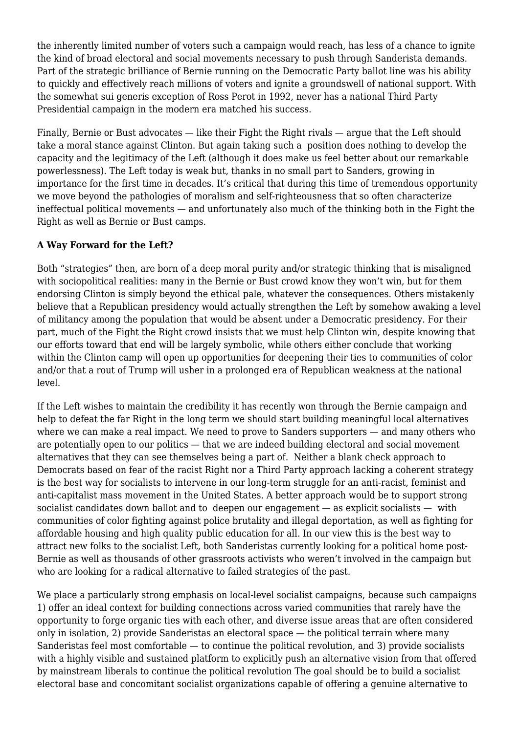the inherently limited number of voters such a campaign would reach, has less of a chance to ignite the kind of broad electoral and social movements necessary to push through Sanderista demands. Part of the strategic brilliance of Bernie running on the Democratic Party ballot line was his ability to quickly and effectively reach millions of voters and ignite a groundswell of national support. With the somewhat sui generis exception of Ross Perot in 1992, never has a national Third Party Presidential campaign in the modern era matched his success.

Finally, Bernie or Bust advocates — like their Fight the Right rivals — argue that the Left should take a moral stance against Clinton. But again taking such a position does nothing to develop the capacity and the legitimacy of the Left (although it does make us feel better about our remarkable powerlessness). The Left today is weak but, thanks in no small part to Sanders, growing in importance for the first time in decades. It's critical that during this time of tremendous opportunity we move beyond the pathologies of moralism and self-righteousness that so often characterize ineffectual political movements — and unfortunately also much of the thinking both in the Fight the Right as well as Bernie or Bust camps.

**A Way Forward for the Left?**

Both "strategies" then, are born of a deep moral purity and/or strategic thinking that is misaligned with sociopolitical realities: many in the Bernie or Bust crowd know they won't win, but for them endorsing Clinton is simply beyond the ethical pale, whatever the consequences. Others mistakenly believe that a Republican presidency would actually strengthen the Left by somehow awaking a level of militancy among the population that would be absent under a Democratic presidency. For their part, much of the Fight the Right crowd insists that we must help Clinton win, despite knowing that our efforts toward that end will be largely symbolic, while others either conclude that working within the Clinton camp will open up opportunities for deepening their ties to communities of color and/or that a rout of Trump will usher in a prolonged era of Republican weakness at the national level.

If the Left wishes to maintain the credibility it has recently won through the Bernie campaign and help to defeat the far Right in the long term we should start building meaningful local alternatives where we can make a real impact. We need to prove to Sanders supporters — and many others who are potentially open to our politics — that we are indeed building electoral and social movement alternatives that they can see themselves being a part of. Neither a blank check approach to Democrats based on fear of the racist Right nor a Third Party approach lacking a coherent strategy is the best way for socialists to intervene in our long-term struggle for an anti-racist, feminist and anti-capitalist mass movement in the United States. A better approach would be to support strong socialist candidates down ballot and to deepen our engagement — as explicit socialists — with communities of color fighting against police brutality and illegal deportation, as well as fighting for affordable housing and high quality public education for all. In our view this is the best way to attract new folks to the socialist Left, both Sanderistas currently looking for a political home post-Bernie as well as thousands of other grassroots activists who weren't involved in the campaign but who are looking for a radical alternative to failed strategies of the past.

We place a particularly strong emphasis on local-level socialist campaigns, because such campaigns 1) offer an ideal context for building connections across varied communities that rarely have the opportunity to forge organic ties with each other, and diverse issue areas that are often considered only in isolation, 2) provide Sanderistas an electoral space — the political terrain where many Sanderistas feel most comfortable — to continue the political revolution, and 3) provide socialists with a highly visible and sustained platform to explicitly push an alternative vision from that offered by mainstream liberals to continue the political revolution The goal should be to build a socialist electoral base and concomitant socialist organizations capable of offering a genuine alternative to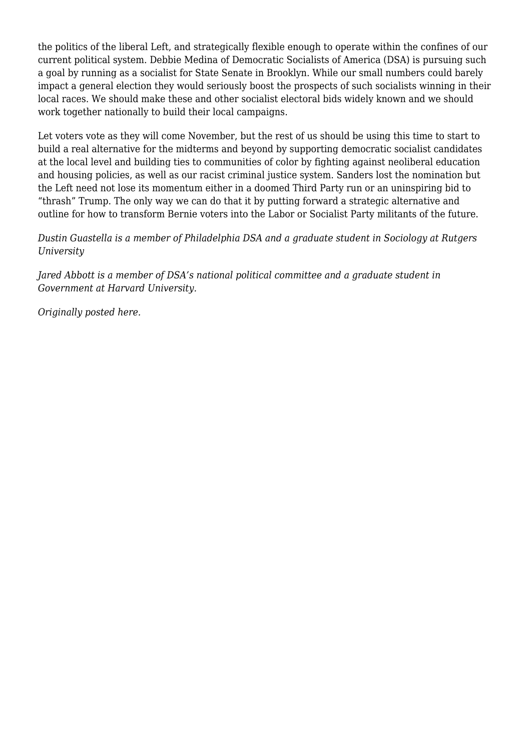the politics of the liberal Left, and strategically flexible enough to operate within the confines of our current political system. Debbie Medina of Democratic Socialists of America (DSA) is pursuing such a goal by running as a socialist for State Senate in Brooklyn. While our small numbers could barely impact a general election they would seriously boost the prospects of such socialists winning in their local races. We should make these and other socialist electoral bids widely known and we should work together nationally to build their local campaigns.

Let voters vote as they will come November, but the rest of us should be using this time to start to build a real alternative for the midterms and beyond by supporting democratic socialist candidates at the local level and building ties to communities of color by fighting against neoliberal education and housing policies, as well as our racist criminal justice system. Sanders lost the nomination but the Left need not lose its momentum either in a doomed Third Party run or an uninspiring bid to "thrash" Trump. The only way we can do that it by putting forward a strategic alternative and outline for how to transform Bernie voters into the Labor or Socialist Party militants of the future.

*Dustin Guastella is a member of Philadelphia DSA and a graduate student in Sociology at Rutgers University*

*Jared Abbott is a member of DSA's national political committee and a graduate student in Government at Harvard University.*

*Originally posted here.*